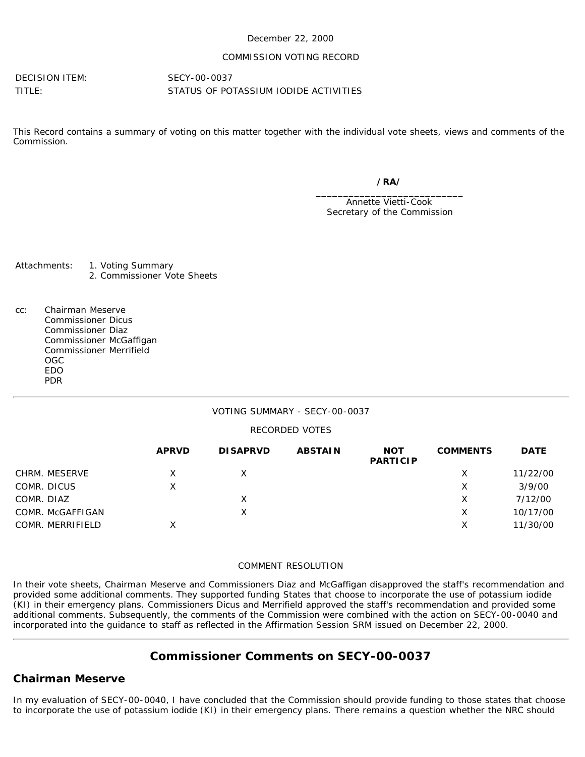December 22, 2000

COMMISSION VOTING RECORD

DECISION ITEM: SECY-00-0037

TITLE: STATUS OF POTASSIUM IODIDE ACTIVITIES

This Record contains a summary of voting on this matter together with the individual vote sheets, views and comments of the Commission.

**/RA/**

\_\_\_\_\_\_\_\_\_\_\_\_\_\_\_\_\_\_\_\_\_\_\_\_\_\_\_\_

Annette Vietti-Cook
Secretary of the Commission

Attachments:
1. Voting Summary
2. Commissioner Vote Sheets

cc: Chairman Meserve
Commissioner Dicus
Commissioner Diaz
Commissioner McGaffigan
Commissioner Merrifield
OGC
EDO
PDR

---

VOTING SUMMARY - SECY-00-0037

RECORDED VOTES

| | APRVD | DISAPRVD | ABSTAIN | NOT PARTICIP | COMMENTS | DATE |
|---|---|---|---|---|---|---|
| CHRM. MESERVE | X | X | | | X | 11/22/00 |
| COMR. DICUS | X | | | | X | 3/9/00 |
| COMR. DIAZ | | X | | | X | 7/12/00 |
| COMR. McGAFFIGAN | | X | | | X | 10/17/00 |
| COMR. MERRIFIELD | X | | | | X | 11/30/00 |

COMMENT RESOLUTION

In their vote sheets, Chairman Meserve and Commissioners Diaz and McGaffigan disapproved the staff's recommendation and provided some additional comments. They supported funding States that choose to incorporate the use of potassium iodide (KI) in their emergency plans. Commissioners Dicus and Merrifield approved the staff's recommendation and provided some additional comments. Subsequently, the comments of the Commission were combined with the action on SECY-00-0040 and incorporated into the guidance to staff as reflected in the Affirmation Session SRM issued on December 22, 2000.

---

# Commissioner Comments on SECY-00-0037

## Chairman Meserve

In my evaluation of SECY-00-0040, I have concluded that the Commission should provide funding to those states that choose to incorporate the use of potassium iodide (KI) in their emergency plans. There remains a question whether the NRC should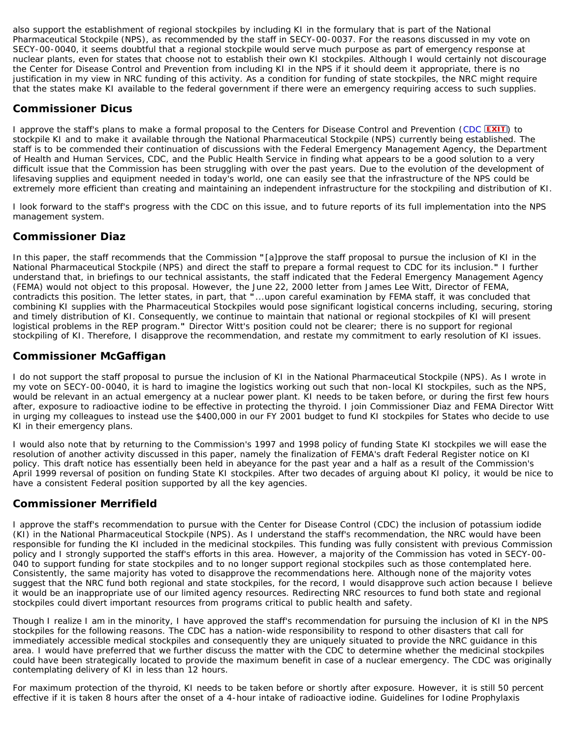also support the establishment of regional stockpiles by including KI in the formulary that is part of the National Pharmaceutical Stockpile (NPS), as recommended by the staff in SECY-00-0037. For the reasons discussed in my vote on SECY-00-0040, it seems doubtful that a regional stockpile would serve much purpose as part of emergency response at nuclear plants, even for states that choose not to establish their own KI stockpiles. Although I would certainly not discourage the Center for Disease Control and Prevention from including KI in the NPS if it should deem it appropriate, there is no justification in my view in NRC funding of this activity. As a condition for funding of state stockpiles, the NRC might require that the states make KI available to the federal government if there were an emergency requiring access to such supplies.

## Commissioner Dicus

I approve the staff's plans to make a formal proposal to the Centers for Disease Control and Prevention (CDC EXIT) to stockpile KI and to make it available through the National Pharmaceutical Stockpile (NPS) currently being established. The staff is to be commended their continuation of discussions with the Federal Emergency Management Agency, the Department of Health and Human Services, CDC, and the Public Health Service in finding what appears to be a good solution to a very difficult issue that the Commission has been struggling with over the past years. Due to the evolution of the development of lifesaving supplies and equipment needed in today's world, one can easily see that the infrastructure of the NPS could be extremely more efficient than creating and maintaining an independent infrastructure for the stockpiling and distribution of KI.

I look forward to the staff's progress with the CDC on this issue, and to future reports of its full implementation into the NPS management system.

## Commissioner Diaz

In this paper, the staff recommends that the Commission **"**[a]pprove the staff proposal to pursue the inclusion of KI in the National Pharmaceutical Stockpile (NPS) and direct the staff to prepare a formal request to CDC for its inclusion.**"** I further understand that, in briefings to our technical assistants, the staff indicated that the Federal Emergency Management Agency (FEMA) would not object to this proposal. However, the June 22, 2000 letter from James Lee Witt, Director of FEMA, contradicts this position. The letter states, in part, that **"**...upon careful examination by FEMA staff, it was concluded that combining KI supplies with the Pharmaceutical Stockpiles would pose significant logistical concerns including, securing, storing and timely distribution of KI. Consequently, we continue to maintain that national or regional stockpiles of KI will present logistical problems in the REP program.**"** Director Witt's position could not be clearer; there is no support for regional stockpiling of KI. Therefore, I disapprove the recommendation, and restate my commitment to early resolution of KI issues.

## Commissioner McGaffigan

I do not support the staff proposal to pursue the inclusion of KI in the National Pharmaceutical Stockpile (NPS). As I wrote in my vote on SECY-00-0040, it is hard to imagine the logistics working out such that non-local KI stockpiles, such as the NPS, would be relevant in an actual emergency at a nuclear power plant. KI needs to be taken before, or during the first few hours after, exposure to radioactive iodine to be effective in protecting the thyroid. I join Commissioner Diaz and FEMA Director Witt in urging my colleagues to instead use the $400,000 in our FY 2001 budget to fund KI stockpiles for States who decide to use KI in their emergency plans.

I would also note that by returning to the Commission's 1997 and 1998 policy of funding State KI stockpiles we will ease the resolution of another activity discussed in this paper, namely the finalization of FEMA's draft Federal Register notice on KI policy. This draft notice has essentially been held in abeyance for the past year and a half as a result of the Commission's April 1999 reversal of position on funding State KI stockpiles. After two decades of arguing about KI policy, it would be nice to have a consistent Federal position supported by all the key agencies.

## Commissioner Merrifield

I approve the staff's recommendation to pursue with the Center for Disease Control (CDC) the inclusion of potassium iodide (KI) in the National Pharmaceutical Stockpile (NPS). As I understand the staff's recommendation, the NRC would have been responsible for funding the KI included in the medicinal stockpiles. This funding was fully consistent with previous Commission policy and I strongly supported the staff's efforts in this area. However, a majority of the Commission has voted in SECY-00-040 to support funding for state stockpiles and to no longer support regional stockpiles such as those contemplated here. Consistently, the same majority has voted to disapprove the recommendations here. Although none of the majority votes suggest that the NRC fund both regional and state stockpiles, for the record, I would disapprove such action because I believe it would be an inappropriate use of our limited agency resources. Redirecting NRC resources to fund both state and regional stockpiles could divert important resources from programs critical to public health and safety.

Though I realize I am in the minority, I have approved the staff's recommendation for pursuing the inclusion of KI in the NPS stockpiles for the following reasons. The CDC has a nation-wide responsibility to respond to other disasters that call for immediately accessible medical stockpiles and consequently they are uniquely situated to provide the NRC guidance in this area. I would have preferred that we further discuss the matter with the CDC to determine whether the medicinal stockpiles could have been strategically located to provide the maximum benefit in case of a nuclear emergency. The CDC was originally contemplating delivery of KI in less than 12 hours.

For maximum protection of the thyroid, KI needs to be taken before or shortly after exposure. However, it is still 50 percent effective if it is taken 8 hours after the onset of a 4-hour intake of radioactive iodine. Guidelines for Iodine Prophylaxis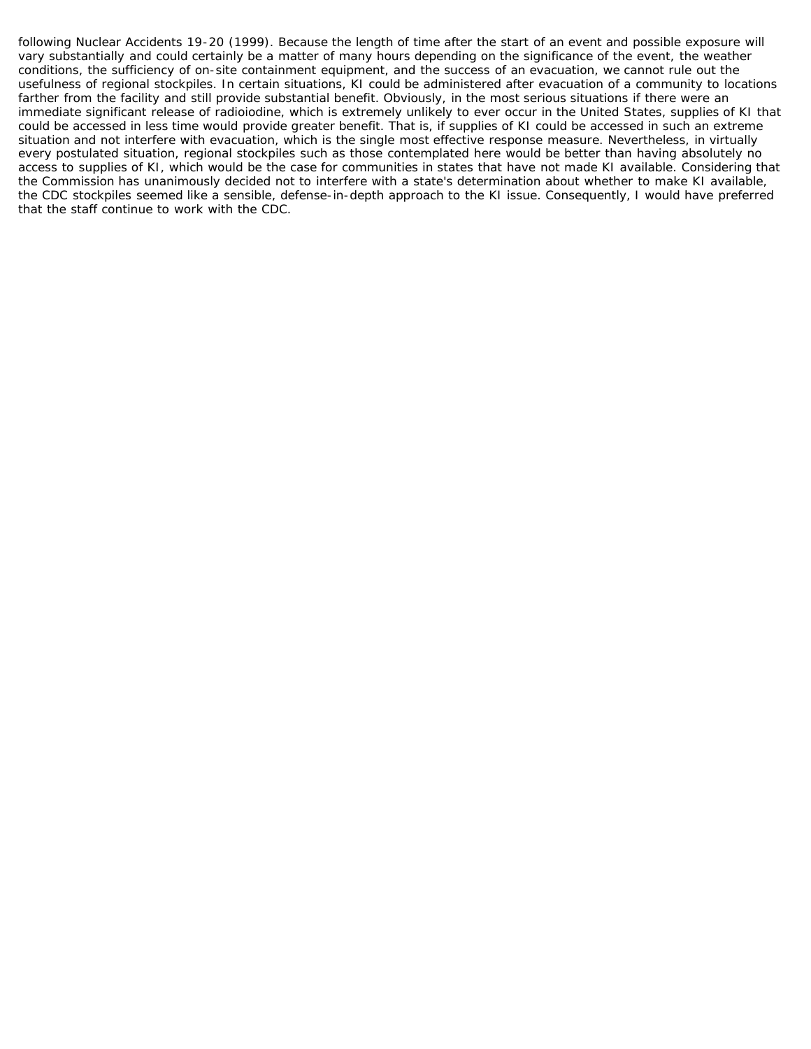following Nuclear Accidents 19-20 (1999). Because the length of time after the start of an event and possible exposure will vary substantially and could certainly be a matter of many hours depending on the significance of the event, the weather conditions, the sufficiency of on-site containment equipment, and the success of an evacuation, we cannot rule out the usefulness of regional stockpiles. In certain situations, KI could be administered after evacuation of a community to locations farther from the facility and still provide substantial benefit. Obviously, in the most serious situations if there were an immediate significant release of radioiodine, which is extremely unlikely to ever occur in the United States, supplies of KI that could be accessed in less time would provide greater benefit. That is, if supplies of KI could be accessed in such an extreme situation and not interfere with evacuation, which is the single most effective response measure. Nevertheless, in virtually every postulated situation, regional stockpiles such as those contemplated here would be better than having absolutely no access to supplies of KI, which would be the case for communities in states that have not made KI available. Considering that the Commission has unanimously decided not to interfere with a state's determination about whether to make KI available, the CDC stockpiles seemed like a sensible, defense-in-depth approach to the KI issue. Consequently, I would have preferred that the staff continue to work with the CDC.